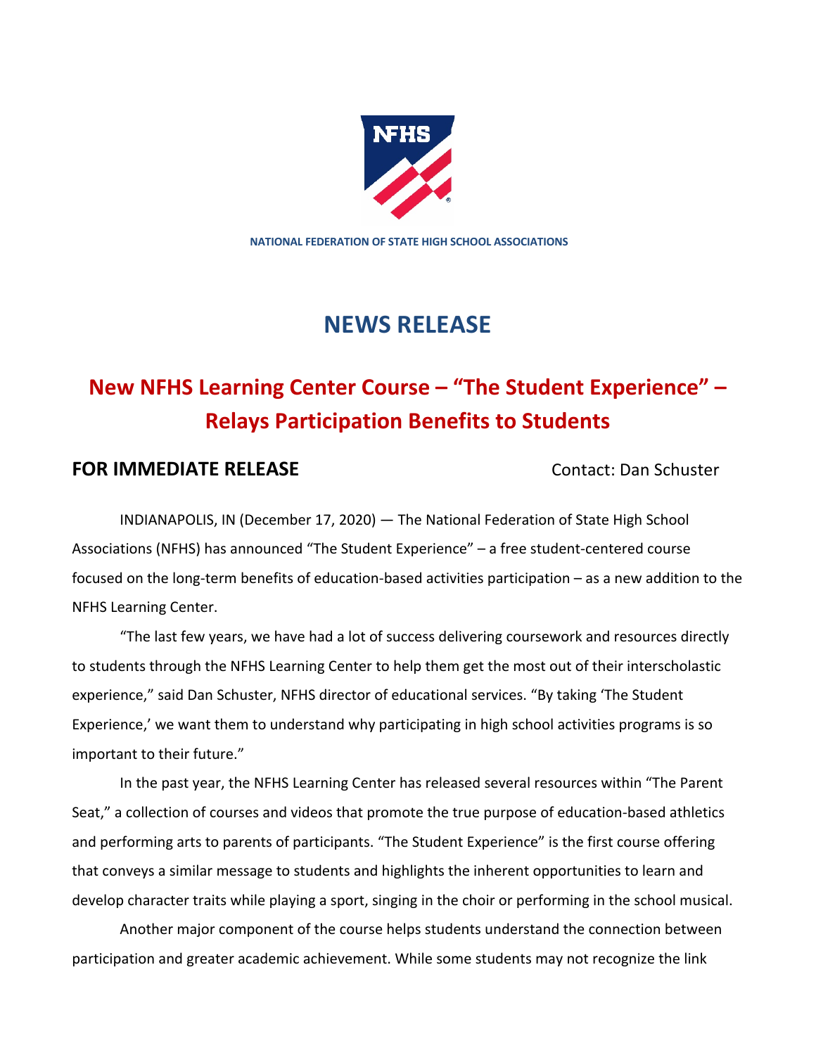NATIONAL FEDERATION OF STATE HIGH SCHOOL ASSOCIATIONS

# NEWS RELEASE

## New NFHS Learning Center Course – "The Student Experience" – Relays Participation Benefits to Students

**FOR IMMEDIATE RELEASE** Contact: Dan Schuster

INDIANAPOLIS, IN (December 17, 2020) — The National Federation of State High School Associations (NFHS) has announced "The Student Experience" – a free student-centered course focused on the long-term benefits of education-based activities participation – as a new addition to the NFHS Learning Center.

"The last few years, we have had a lot of success delivering coursework and resources directly to students through the NFHS Learning Center to help them get the most out of their interscholastic experience," said Dan Schuster, NFHS director of educational services. "By taking 'The Student Experience,' we want them to understand why participating in high school activities programs is so important to their future."

In the past year, the NFHS Learning Center has released several resources within "The Parent Seat," a collection of courses and videos that promote the true purpose of education-based athletics and performing arts to parents of participants. "The Student Experience" is the first course offering that conveys a similar message to students and highlights the inherent opportunities to learn and develop character traits while playing a sport, singing in the choir or performing in the school musical.

Another major component of the course helps students understand the connection between participation and greater academic achievement. While some students may not recognize the link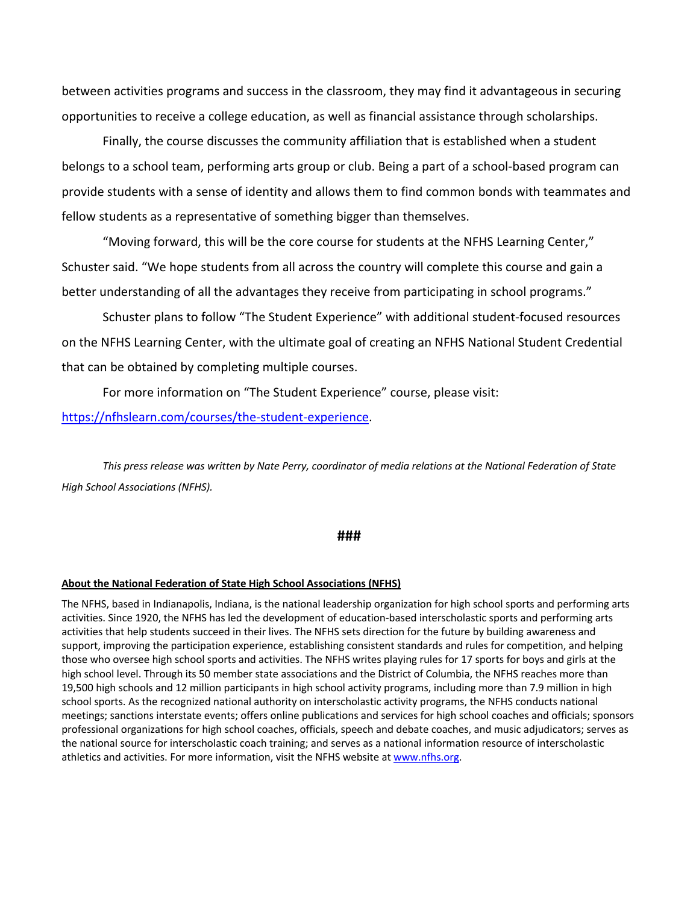between activities programs and success in the classroom, they may find it advantageous in securing opportunities to receive a college education, as well as financial assistance through scholarships.

Finally, the course discusses the community affiliation that is established when a student belongs to a school team, performing arts group or club. Being a part of a school-based program can provide students with a sense of identity and allows them to find common bonds with teammates and fellow students as a representative of something bigger than themselves.

"Moving forward, this will be the core course for students at the NFHS Learning Center," Schuster said. "We hope students from all across the country will complete this course and gain a better understanding of all the advantages they receive from participating in school programs."

Schuster plans to follow "The Student Experience" with additional student-focused resources on the NFHS Learning Center, with the ultimate goal of creating an NFHS National Student Credential that can be obtained by completing multiple courses.

For more information on "The Student Experience" course, please visit: [https://nfhslearn.com/courses/the-student-experience](https://nfhslearn.com/courses/the-student-experience).

*This press release was written by Nate Perry, coordinator of media relations at the National Federation of State High School Associations (NFHS).*

**###**

**About the National Federation of State High School Associations (NFHS)**

The NFHS, based in Indianapolis, Indiana, is the national leadership organization for high school sports and performing arts activities. Since 1920, the NFHS has led the development of education-based interscholastic sports and performing arts activities that help students succeed in their lives. The NFHS sets direction for the future by building awareness and support, improving the participation experience, establishing consistent standards and rules for competition, and helping those who oversee high school sports and activities. The NFHS writes playing rules for 17 sports for boys and girls at the high school level. Through its 50 member state associations and the District of Columbia, the NFHS reaches more than 19,500 high schools and 12 million participants in high school activity programs, including more than 7.9 million in high school sports. As the recognized national authority on interscholastic activity programs, the NFHS conducts national meetings; sanctions interstate events; offers online publications and services for high school coaches and officials; sponsors professional organizations for high school coaches, officials, speech and debate coaches, and music adjudicators; serves as the national source for interscholastic coach training; and serves as a national information resource of interscholastic athletics and activities. For more information, visit the NFHS website at [www.nfhs.org](www.nfhs.org).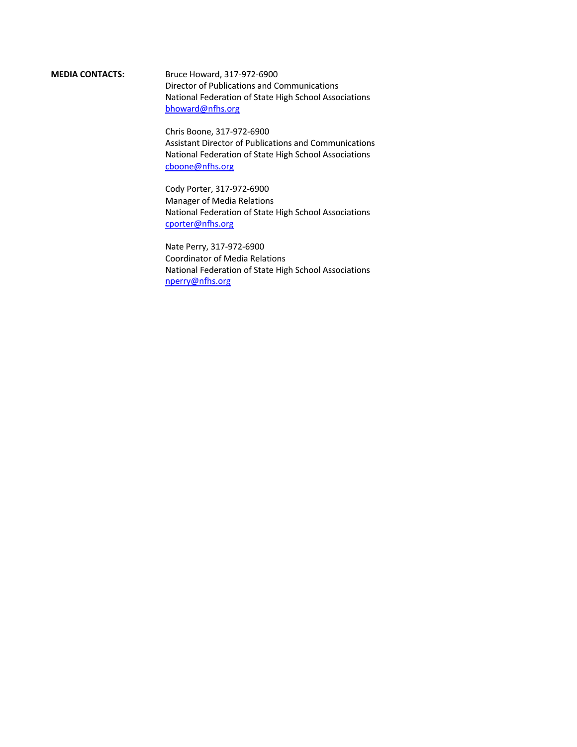**MEDIA CONTACTS:**

Bruce Howard, 317-972-6900
Director of Publications and Communications
National Federation of State High School Associations
bhoward@nfhs.org

Chris Boone, 317-972-6900
Assistant Director of Publications and Communications
National Federation of State High School Associations
cboone@nfhs.org

Cody Porter, 317-972-6900
Manager of Media Relations
National Federation of State High School Associations
cporter@nfhs.org

Nate Perry, 317-972-6900
Coordinator of Media Relations
National Federation of State High School Associations
nperry@nfhs.org